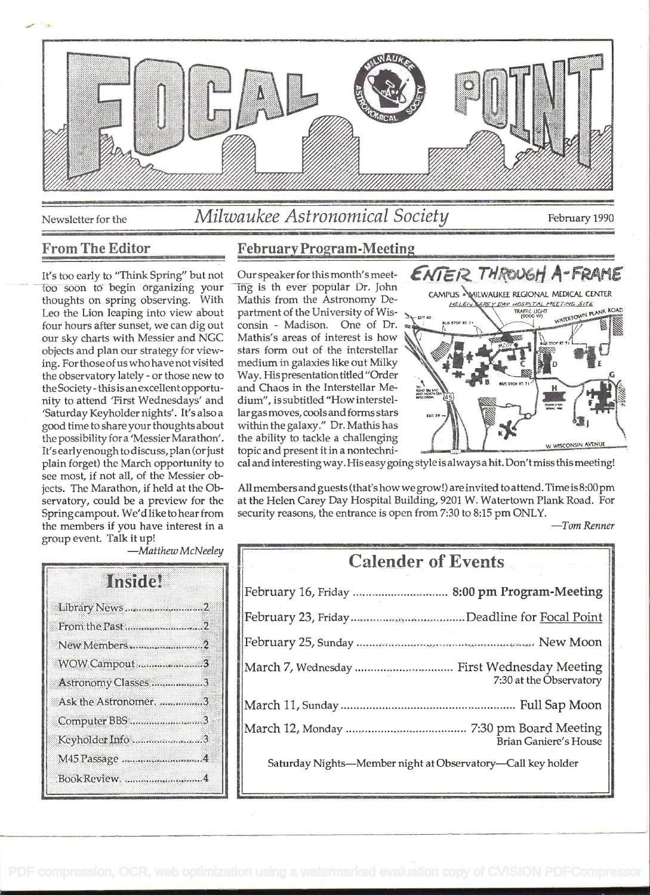# FOCAL POINT

Newsletter for the *Milwaukee Astronomical Society* February 1990

## From The Editor

It's too early to "Think Spring" but not too soon to begin organizing your thoughts on spring observing. With Leo the Lion leaping into view about four hours after sunset, we can dig out our sky charts with Messier and NGC objects and plan our strategy for viewing. For those of us who have not visited the observatory lately - or those new to the Society - this is an excellent opportunity to attend 'First Wednesdays' and 'Saturday Keyholder nights'. It's also a good time to share your thoughts about the possibility for a 'Messier Marathon'. It's early enough to discuss, plan (or just plain forget) the March opportunity to see most, if not all, of the Messier objects. The Marathon, if held at the Observatory, could be a preview for the Spring campout. We'd like to hear from the members if you have interest in a group event. Talk it up!

—*Matthew McNeeley*

## Inside!

- Library News ... 2
- From the Past ... 2
- New Members ... 2
- WOW Campout ... 3
- Astronomy Classes ... 3
- Ask the Astronomer ... 3
- Computer BBS ... 3
- Keyholder Info ... 3
- M45 Passage ... 4
- Book Review ... 4

## February Program-Meeting

Our speaker for this month's meeting is th ever popular Dr. John Mathis from the Astronomy Department of the University of Wisconsin - Madison. One of Dr. Mathis's areas of interest is how stars form out of the interstellar medium in galaxies like out Milky Way. His presentation titled "Order and Chaos in the Interstellar Medium", is subtitled "How interstellar gas moves, cools and forms stars within the galaxy." Dr. Mathis has the ability to tackle a challenging topic and present it in a nontechnical and interesting way. His easy going style is always a hit. Don't miss this meeting!

ENTER THROUGH A-FRAME

CAMPUS • MILWAUKEE REGIONAL MEDICAL CENTER
HELEN CAREY DAY HOSPITAL MEETING SITE

All members and guests (that's how we grow!) are invited to attend. Time is 8:00 pm at the Helen Carey Day Hospital Building, 9201 W. Watertown Plank Road. For security reasons, the entrance is open from 7:30 to 8:15 pm ONLY.

—*Tom Renner*

## Calender of Events

- February 16, Friday ... 8:00 pm Program-Meeting
- February 23, Friday ... Deadline for Focal Point
- February 25, Sunday ... New Moon
- March 7, Wednesday ... First Wednesday Meeting 7:30 at the Observatory
- March 11, Sunday ... Full Sap Moon
- March 12, Monday ... 7:30 pm Board Meeting Brian Ganiere's House

Saturday Nights—Member night at Observatory—Call key holder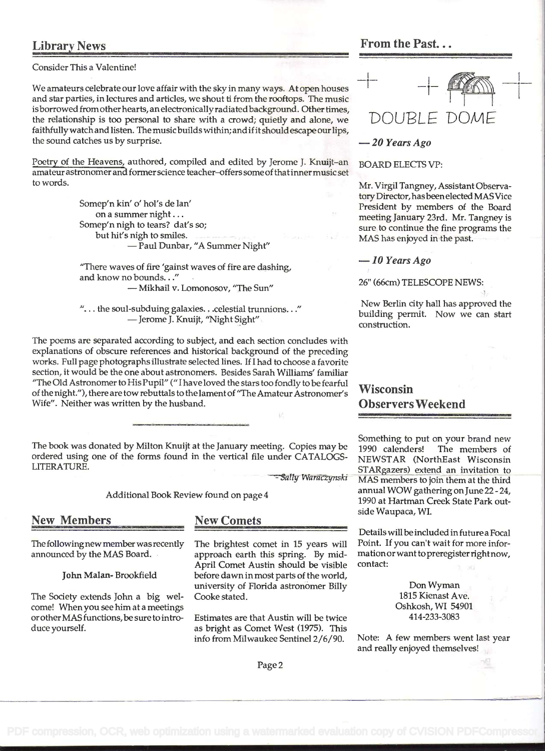## Library News

Consider This a Valentine!

We amateurs celebrate our love affair with the sky in many ways. At open houses and star parties, in lectures and articles, we shout ti from the rooftops. The music is borrowed from other hearts, an electronically radiated background. Other times, the relationship is too personal to share with a crowd; quietly and alone, we faithfully watch and listen. The music builds within; and if it should escape our lips, the sound catches us by surprise.

Poetry of the Heavens, authored, compiled and edited by Jerome J. Knuijt–an amateur astronomer and former science teacher–offers some of that inner music set to words.

> Somep'n kin' o' hol's de lan'
> on a summer night...
> Somep'n nigh to tears? dat's so;
> but hit's nigh to smiles.
> — Paul Dunbar, "A Summer Night"

> "There waves of fire 'gainst waves of fire are dashing,
> and know no bounds..."
> — Mikhail v. Lomonosov, "The Sun"

> "... the soul-subduing galaxies...celestial trunnions..."
> — Jerome J. Knuijt, "Night Sight"

The poems are separated according to subject, and each section concludes with explanations of obscure references and historical background of the preceding works. Full page photographs illustrate selected lines. If I had to choose a favorite section, it would be the one about astronomers. Besides Sarah Williams' familiar "The Old Astronomer to His Pupil" ("I have loved the stars too fondly to be fearful of the night."), there are tow rebuttals to the lament of "The Amateur Astronomer's Wife". Neither was written by the husband.

---

The book was donated by Milton Knuijt at the January meeting. Copies may be ordered using one of the forms found in the vertical file under CATALOGS-LITERATURE.

*– Sally Waraczynski*

Additional Book Review found on page 4

## New Members

The following new member was recently announced by the MAS Board.

**John Malan**- Brookfield

The Society extends John a big welcome! When you see him at a meetings or other MAS functions, be sure to introduce yourself.

## New Comets

The brightest comet in 15 years will approach earth this spring. By mid-April Comet Austin should be visible before dawn in most parts of the world, university of Florida astronomer Billy Cooke stated.

Estimates are that Austin will be twice as bright as Comet West (1975). This info from Milwaukee Sentinel 2/6/90.

## From the Past...

DOUBLE DOME

***— 20 Years Ago***

BOARD ELECTS VP:

Mr. Virgil Tangney, Assistant Observatory Director, has been elected MAS Vice President by members of the Board meeting January 23rd. Mr. Tangney is sure to continue the fine programs the MAS has enjoyed in the past.

***— 10 Years Ago***

26" (66cm) TELESCOPE NEWS:

New Berlin city hall has approved the building permit. Now we can start construction.

## Wisconsin Observers Weekend

Something to put on your brand new 1990 calenders! The members of NEWSTAR (NorthEast Wisconsin STARgazers) extend an invitation to MAS members to join them at the third annual WOW gathering on June 22 - 24, 1990 at Hartman Creek State Park outside Waupaca, WI.

Details will be included in future a Focal Point. If you can't wait for more information or want to preregister right now, contact:

Don Wyman
1815 Kienast Ave.
Oshkosh, WI 54901
414-233-3083

Note: A few members went last year and really enjoyed themselves!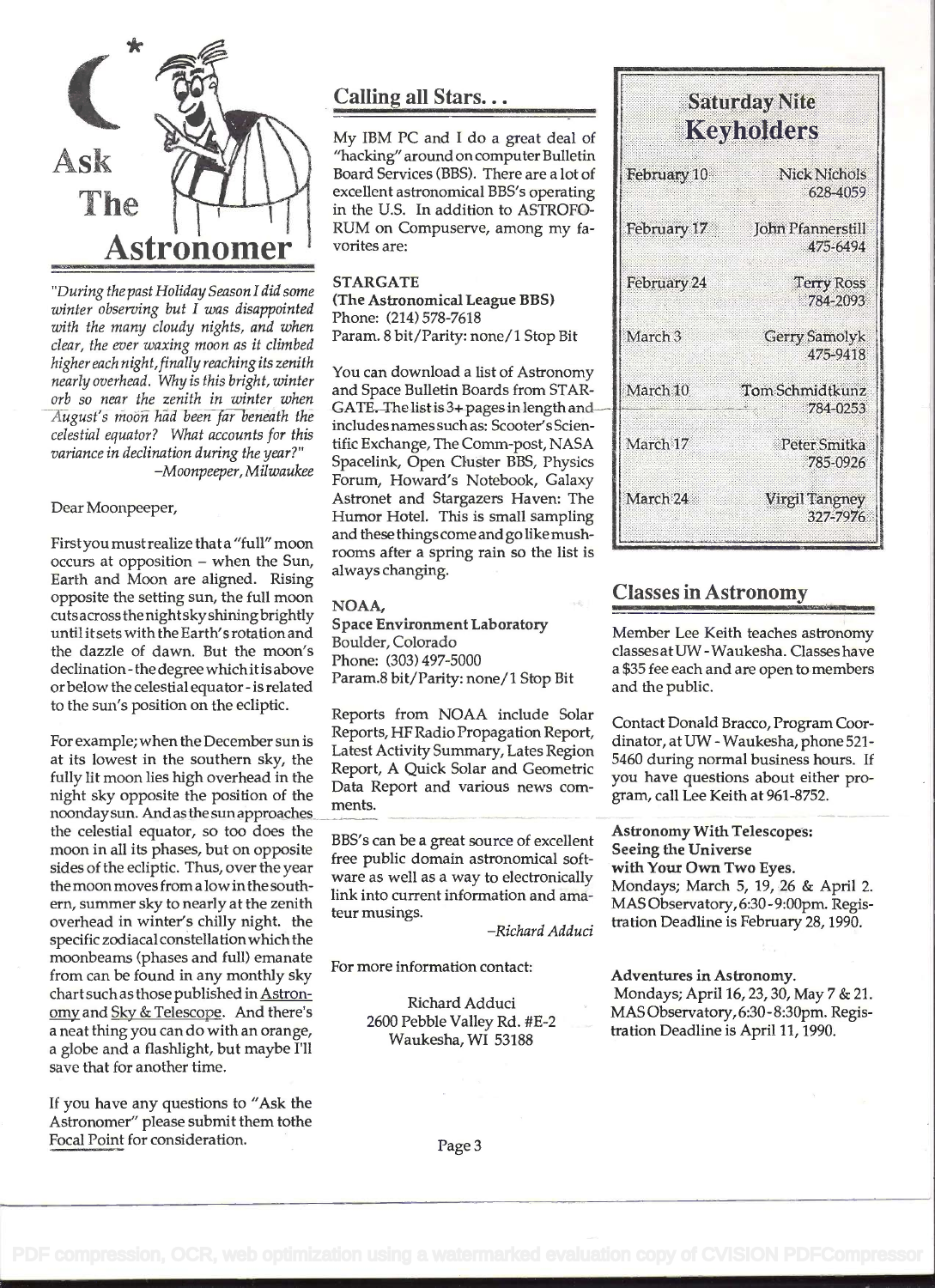# Ask The Astronomer

*"During the past Holiday Season I did some winter observing but I was disappointed with the many cloudy nights, and when clear, the ever waxing moon as it climbed higher each night, finally reaching its zenith nearly overhead. Why is this bright, winter orb so near the zenith in winter when August's moon had been far beneath the celestial equator? What accounts for this variance in declination during the year?"*
*–Moonpeeper, Milwaukee*

Dear Moonpeeper,

First you must realize that a "full" moon occurs at opposition – when the Sun, Earth and Moon are aligned. Rising opposite the setting sun, the full moon cuts across the night sky shining brightly until it sets with the Earth's rotation and the dazzle of dawn. But the moon's declination - the degree which it is above or below the celestial equator - is related to the sun's position on the ecliptic.

For example; when the December sun is at its lowest in the southern sky, the fully lit moon lies high overhead in the night sky opposite the position of the noonday sun. And as the sun approaches the celestial equator, so too does the moon in all its phases, but on opposite sides of the ecliptic. Thus, over the year the moon moves from a low in the southern, summer sky to nearly at the zenith overhead in winter's chilly night. the specific zodiacal constellation which the moonbeams (phases and full) emanate from can be found in any monthly sky chart such as those published in Astronomy and Sky & Telescope. And there's a neat thing you can do with an orange, a globe and a flashlight, but maybe I'll save that for another time.

If you have any questions to "Ask the Astronomer" please submit them tothe Focal Point for consideration.

## Calling all Stars...

My IBM PC and I do a great deal of "hacking" around on computer Bulletin Board Services (BBS). There are a lot of excellent astronomical BBS's operating in the U.S. In addition to ASTROFORUM on Compuserve, among my favorites are:

**STARGATE**
**(The Astronomical League BBS)**
Phone: (214) 578-7618
Param. 8 bit/Parity: none/1 Stop Bit

You can download a list of Astronomy and Space Bulletin Boards from STARGATE. The list is 3+ pages in length and includes names such as: Scooter's Scientific Exchange, The Comm-post, NASA Spacelink, Open Cluster BBS, Physics Forum, Howard's Notebook, Galaxy Astronet and Stargazers Haven: The Humor Hotel. This is small sampling and these things come and go like mushrooms after a spring rain so the list is always changing.

**NOAA,**
**Space Environment Laboratory**
Boulder, Colorado
Phone: (303) 497-5000
Param.8 bit/Parity: none/1 Stop Bit

Reports from NOAA include Solar Reports, HF Radio Propagation Report, Latest Activity Summary, Lates Region Report, A Quick Solar and Geometric Data Report and various news comments.

BBS's can be a great source of excellent free public domain astronomical software as well as a way to electronically link into current information and amateur musings.

*–Richard Adduci*

For more information contact:

Richard Adduci
2600 Pebble Valley Rd. #E-2
Waukesha, WI 53188

## Saturday Nite Keyholders

| Date | Keyholder |
|---|---|
| February 10 | Nick Nichols 628-4059 |
| February 17 | John Pfannerstill 475-6494 |
| February 24 | Terry Ross 784-2093 |
| March 3 | Gerry Samolyk 475-9418 |
| March 10 | Tom Schmidtkunz 784-0253 |
| March 17 | Peter Smitka 785-0926 |
| March 24 | Virgil Tangney 327-7976 |

## Classes in Astronomy

Member Lee Keith teaches astronomy classes at UW - Waukesha. Classes have a $35 fee each and are open to members and the public.

Contact Donald Bracco, Program Coordinator, at UW - Waukesha, phone 521-5460 during normal business hours. If you have questions about either program, call Lee Keith at 961-8752.

**Astronomy With Telescopes: Seeing the Universe with Your Own Two Eyes.**
Mondays; March 5, 19, 26 & April 2. MAS Observatory, 6:30 - 9:00pm. Registration Deadline is February 28, 1990.

**Adventures in Astronomy.**
Mondays; April 16, 23, 30, May 7 & 21. MAS Observatory, 6:30 - 8:30pm. Registration Deadline is April 11, 1990.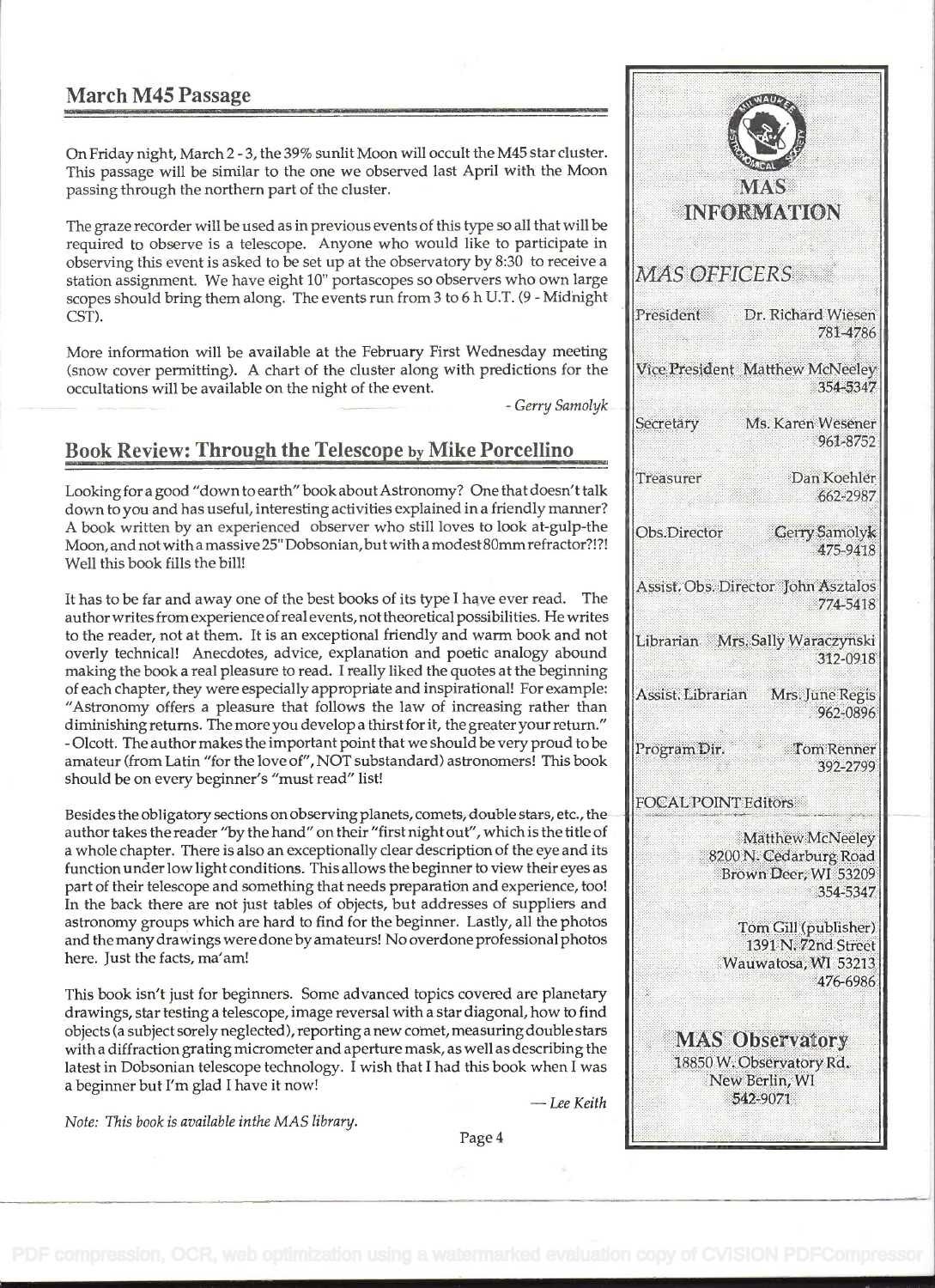## March M45 Passage

On Friday night, March 2 - 3, the 39% sunlit Moon will occult the M45 star cluster. This passage will be similar to the one we observed last April with the Moon passing through the northern part of the cluster.

The graze recorder will be used as in previous events of this type so all that will be required to observe is a telescope. Anyone who would like to participate in observing this event is asked to be set up at the observatory by 8:30 to receive a station assignment. We have eight 10" portascopes so observers who own large scopes should bring them along. The events run from 3 to 6 h U.T. (9 - Midnight CST).

More information will be available at the February First Wednesday meeting (snow cover permitting). A chart of the cluster along with predictions for the occultations will be available on the night of the event.

*- Gerry Samolyk*

## Book Review: Through the Telescope by Mike Porcellino

Looking for a good "down to earth" book about Astronomy? One that doesn't talk down to you and has useful, interesting activities explained in a friendly manner? A book written by an experienced observer who still loves to look at-gulp-the Moon, and not with a massive 25" Dobsonian, but with a modest 80mm refractor?!?! Well this book fills the bill!

It has to be far and away one of the best books of its type I have ever read. The author writes from experience of real events, not theoretical possibilities. He writes to the reader, not at them. It is an exceptional friendly and warm book and not overly technical! Anecdotes, advice, explanation and poetic analogy abound making the book a real pleasure to read. I really liked the quotes at the beginning of each chapter, they were especially appropriate and inspirational! For example: "Astronomy offers a pleasure that follows the law of increasing rather than diminishing returns. The more you develop a thirst for it, the greater your return." - Olcott. The author makes the important point that we should be very proud to be amateur (from Latin "for the love of", NOT substandard) astronomers! This book should be on every beginner's "must read" list!

Besides the obligatory sections on observing planets, comets, double stars, etc., the author takes the reader "by the hand" on their "first night out", which is the title of a whole chapter. There is also an exceptionally clear description of the eye and its function under low light conditions. This allows the beginner to view their eyes as part of their telescope and something that needs preparation and experience, too! In the back there are not just tables of objects, but addresses of suppliers and astronomy groups which are hard to find for the beginner. Lastly, all the photos and the many drawings were done by amateurs! No overdone professional photos here. Just the facts, ma'am!

This book isn't just for beginners. Some advanced topics covered are planetary drawings, star testing a telescope, image reversal with a star diagonal, how to find objects (a subject sorely neglected), reporting a new comet, measuring double stars with a diffraction grating micrometer and aperture mask, as well as describing the latest in Dobsonian telescope technology. I wish that I had this book when I was a beginner but I'm glad I have it now!

*— Lee Keith*

*Note: This book is available inthe MAS library.*

## MAS INFORMATION

### MAS OFFICERS

| | | |
|---|---|---|
| President | Dr. Richard Wiesen | 781-4786 |
| Vice President | Matthew McNeeley | 354-5347 |
| Secretary | Ms. Karen Wesener | 961-8752 |
| Treasurer | Dan Koehler | 662-2987 |
| Obs. Director | Gerry Samolyk | 475-9418 |
| Assist. Obs. Director | John Asztalos | 774-5418 |
| Librarian | Mrs. Sally Waraczynski | 312-0918 |
| Assist. Librarian | Mrs. June Regis | 962-0896 |
| Program Dir. | Tom Renner | 392-2799 |

FOCAL POINT Editors

Matthew McNeeley
8200 N. Cedarburg Road
Brown Deer, WI 53209
354-5347

Tom Gill (publisher)
1391 N. 72nd Street
Wauwatosa, WI 53213
476-6986

### MAS Observatory

18850 W. Observatory Rd.
New Berlin, WI
542-9071